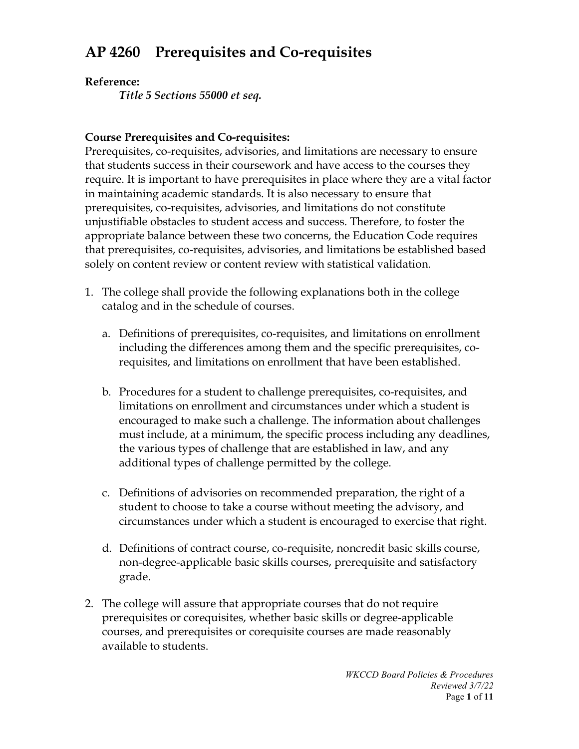# AP 4260 Prerequisites and Co-requisites

**Reference:**

*Title 5 Sections 55000 et seq.*

**Course Prerequisites and Co-requisites:**

Prerequisites, co-requisites, advisories, and limitations are necessary to ensure that students success in their coursework and have access to the courses they require. It is important to have prerequisites in place where they are a vital factor in maintaining academic standards. It is also necessary to ensure that prerequisites, co-requisites, advisories, and limitations do not constitute unjustifiable obstacles to student access and success. Therefore, to foster the appropriate balance between these two concerns, the Education Code requires that prerequisites, co-requisites, advisories, and limitations be established based solely on content review or content review with statistical validation.

1. The college shall provide the following explanations both in the college catalog and in the schedule of courses.

   a. Definitions of prerequisites, co-requisites, and limitations on enrollment including the differences among them and the specific prerequisites, co-requisites, and limitations on enrollment that have been established.

   b. Procedures for a student to challenge prerequisites, co-requisites, and limitations on enrollment and circumstances under which a student is encouraged to make such a challenge. The information about challenges must include, at a minimum, the specific process including any deadlines, the various types of challenge that are established in law, and any additional types of challenge permitted by the college.

   c. Definitions of advisories on recommended preparation, the right of a student to choose to take a course without meeting the advisory, and circumstances under which a student is encouraged to exercise that right.

   d. Definitions of contract course, co-requisite, noncredit basic skills course, non-degree-applicable basic skills courses, prerequisite and satisfactory grade.

2. The college will assure that appropriate courses that do not require prerequisites or corequisites, whether basic skills or degree-applicable courses, and prerequisites or corequisite courses are made reasonably available to students.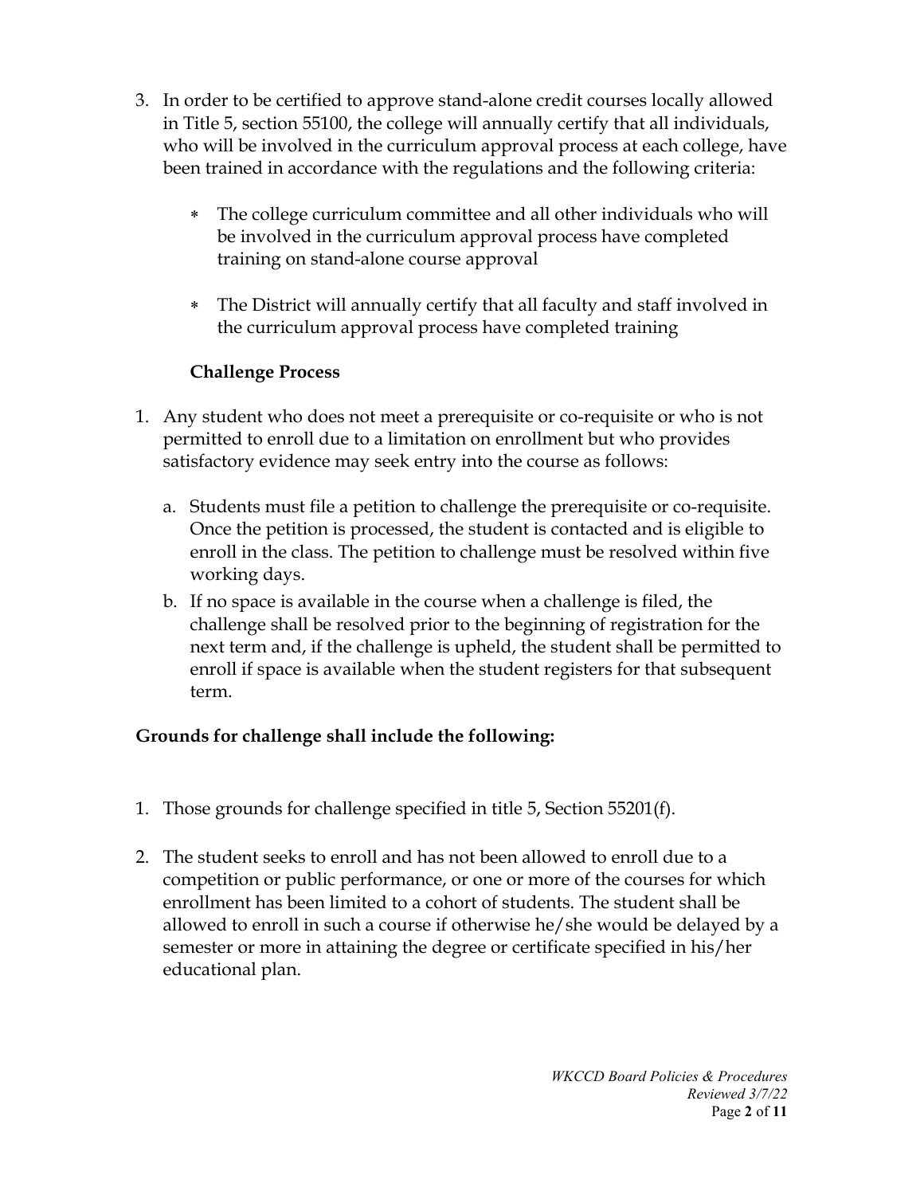3. In order to be certified to approve stand-alone credit courses locally allowed in Title 5, section 55100, the college will annually certify that all individuals, who will be involved in the curriculum approval process at each college, have been trained in accordance with the regulations and the following criteria:

   * The college curriculum committee and all other individuals who will be involved in the curriculum approval process have completed training on stand-alone course approval

   * The District will annually certify that all faculty and staff involved in the curriculum approval process have completed training

   **Challenge Process**

1. Any student who does not meet a prerequisite or co-requisite or who is not permitted to enroll due to a limitation on enrollment but who provides satisfactory evidence may seek entry into the course as follows:

   a. Students must file a petition to challenge the prerequisite or co-requisite. Once the petition is processed, the student is contacted and is eligible to enroll in the class. The petition to challenge must be resolved within five working days.

   b. If no space is available in the course when a challenge is filed, the challenge shall be resolved prior to the beginning of registration for the next term and, if the challenge is upheld, the student shall be permitted to enroll if space is available when the student registers for that subsequent term.

**Grounds for challenge shall include the following:**

1. Those grounds for challenge specified in title 5, Section 55201(f).

2. The student seeks to enroll and has not been allowed to enroll due to a competition or public performance, or one or more of the courses for which enrollment has been limited to a cohort of students. The student shall be allowed to enroll in such a course if otherwise he/she would be delayed by a semester or more in attaining the degree or certificate specified in his/her educational plan.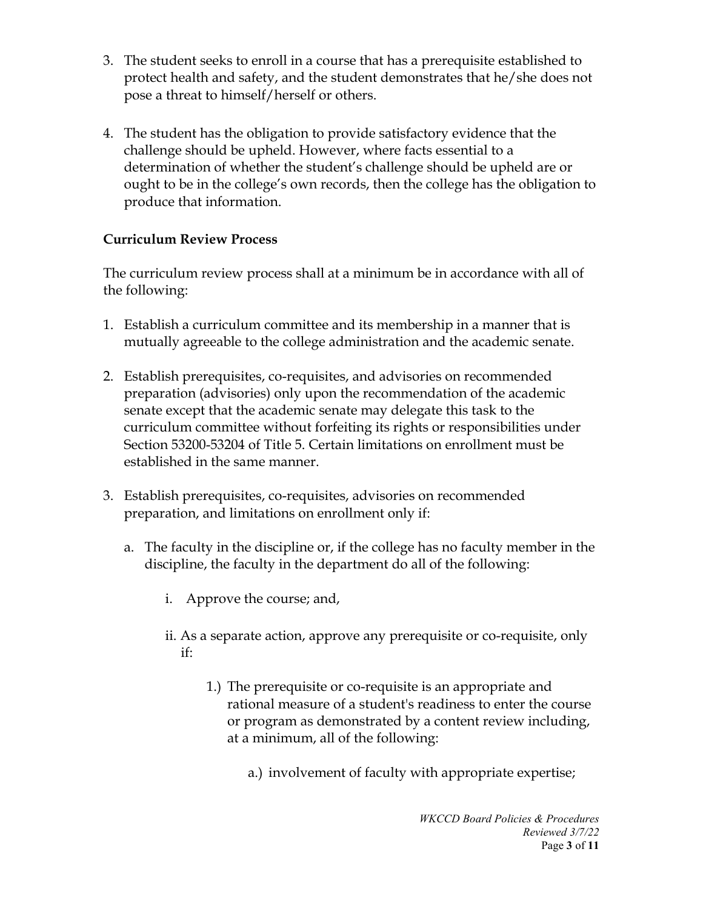3. The student seeks to enroll in a course that has a prerequisite established to protect health and safety, and the student demonstrates that he/she does not pose a threat to himself/herself or others.

4. The student has the obligation to provide satisfactory evidence that the challenge should be upheld. However, where facts essential to a determination of whether the student's challenge should be upheld are or ought to be in the college's own records, then the college has the obligation to produce that information.

**Curriculum Review Process**

The curriculum review process shall at a minimum be in accordance with all of the following:

1. Establish a curriculum committee and its membership in a manner that is mutually agreeable to the college administration and the academic senate.

2. Establish prerequisites, co-requisites, and advisories on recommended preparation (advisories) only upon the recommendation of the academic senate except that the academic senate may delegate this task to the curriculum committee without forfeiting its rights or responsibilities under Section 53200-53204 of Title 5. Certain limitations on enrollment must be established in the same manner.

3. Establish prerequisites, co-requisites, advisories on recommended preparation, and limitations on enrollment only if:

   a. The faculty in the discipline or, if the college has no faculty member in the discipline, the faculty in the department do all of the following:

      i. Approve the course; and,

      ii. As a separate action, approve any prerequisite or co-requisite, only if:

         1.) The prerequisite or co-requisite is an appropriate and rational measure of a student's readiness to enter the course or program as demonstrated by a content review including, at a minimum, all of the following:

            a.) involvement of faculty with appropriate expertise;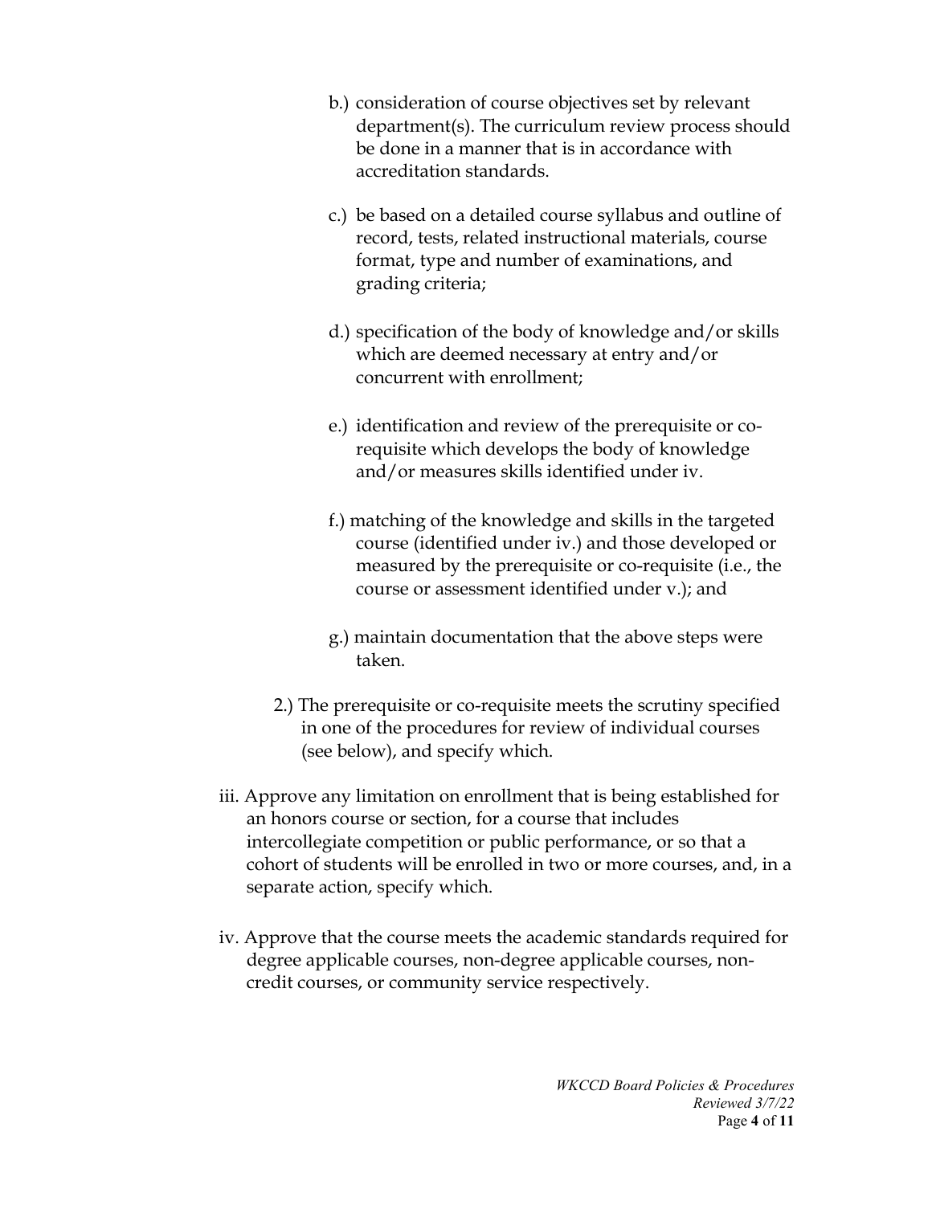b.) consideration of course objectives set by relevant department(s). The curriculum review process should be done in a manner that is in accordance with accreditation standards.

c.) be based on a detailed course syllabus and outline of record, tests, related instructional materials, course format, type and number of examinations, and grading criteria;

d.) specification of the body of knowledge and/or skills which are deemed necessary at entry and/or concurrent with enrollment;

e.) identification and review of the prerequisite or co-requisite which develops the body of knowledge and/or measures skills identified under iv.

f.) matching of the knowledge and skills in the targeted course (identified under iv.) and those developed or measured by the prerequisite or co-requisite (i.e., the course or assessment identified under v.); and

g.) maintain documentation that the above steps were taken.

2.) The prerequisite or co-requisite meets the scrutiny specified in one of the procedures for review of individual courses (see below), and specify which.

iii. Approve any limitation on enrollment that is being established for an honors course or section, for a course that includes intercollegiate competition or public performance, or so that a cohort of students will be enrolled in two or more courses, and, in a separate action, specify which.

iv. Approve that the course meets the academic standards required for degree applicable courses, non-degree applicable courses, non-credit courses, or community service respectively.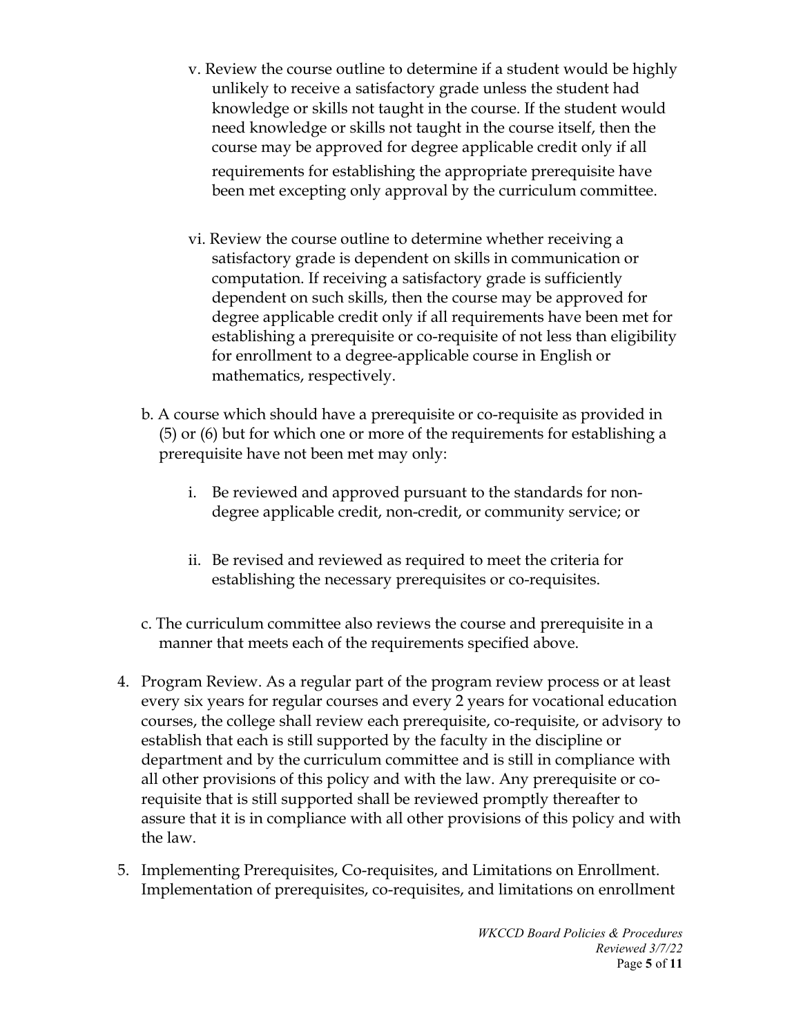v. Review the course outline to determine if a student would be highly unlikely to receive a satisfactory grade unless the student had knowledge or skills not taught in the course. If the student would need knowledge or skills not taught in the course itself, then the course may be approved for degree applicable credit only if all requirements for establishing the appropriate prerequisite have been met excepting only approval by the curriculum committee.

vi. Review the course outline to determine whether receiving a satisfactory grade is dependent on skills in communication or computation. If receiving a satisfactory grade is sufficiently dependent on such skills, then the course may be approved for degree applicable credit only if all requirements have been met for establishing a prerequisite or co-requisite of not less than eligibility for enrollment to a degree-applicable course in English or mathematics, respectively.

b. A course which should have a prerequisite or co-requisite as provided in (5) or (6) but for which one or more of the requirements for establishing a prerequisite have not been met may only:

i. Be reviewed and approved pursuant to the standards for non-degree applicable credit, non-credit, or community service; or

ii. Be revised and reviewed as required to meet the criteria for establishing the necessary prerequisites or co-requisites.

c. The curriculum committee also reviews the course and prerequisite in a manner that meets each of the requirements specified above.

4. Program Review. As a regular part of the program review process or at least every six years for regular courses and every 2 years for vocational education courses, the college shall review each prerequisite, co-requisite, or advisory to establish that each is still supported by the faculty in the discipline or department and by the curriculum committee and is still in compliance with all other provisions of this policy and with the law. Any prerequisite or co-requisite that is still supported shall be reviewed promptly thereafter to assure that it is in compliance with all other provisions of this policy and with the law.

5. Implementing Prerequisites, Co-requisites, and Limitations on Enrollment. Implementation of prerequisites, co-requisites, and limitations on enrollment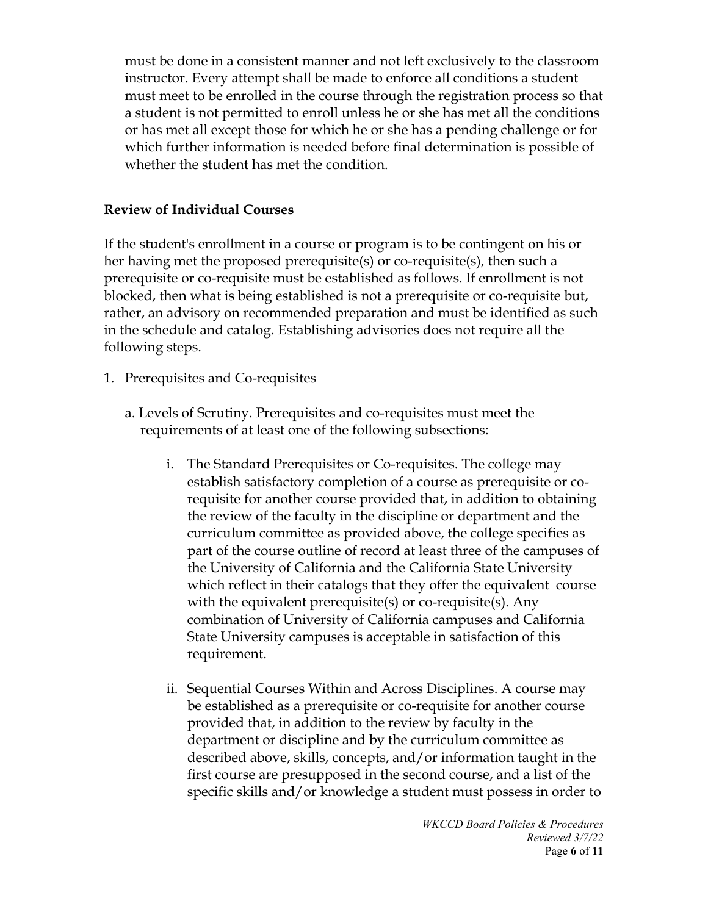must be done in a consistent manner and not left exclusively to the classroom instructor. Every attempt shall be made to enforce all conditions a student must meet to be enrolled in the course through the registration process so that a student is not permitted to enroll unless he or she has met all the conditions or has met all except those for which he or she has a pending challenge or for which further information is needed before final determination is possible of whether the student has met the condition.

**Review of Individual Courses**

If the student's enrollment in a course or program is to be contingent on his or her having met the proposed prerequisite(s) or co-requisite(s), then such a prerequisite or co-requisite must be established as follows. If enrollment is not blocked, then what is being established is not a prerequisite or co-requisite but, rather, an advisory on recommended preparation and must be identified as such in the schedule and catalog. Establishing advisories does not require all the following steps.

1. Prerequisites and Co-requisites

   a. Levels of Scrutiny. Prerequisites and co-requisites must meet the requirements of at least one of the following subsections:

      i. The Standard Prerequisites or Co-requisites. The college may establish satisfactory completion of a course as prerequisite or co-requisite for another course provided that, in addition to obtaining the review of the faculty in the discipline or department and the curriculum committee as provided above, the college specifies as part of the course outline of record at least three of the campuses of the University of California and the California State University which reflect in their catalogs that they offer the equivalent course with the equivalent prerequisite(s) or co-requisite(s). Any combination of University of California campuses and California State University campuses is acceptable in satisfaction of this requirement.

      ii. Sequential Courses Within and Across Disciplines. A course may be established as a prerequisite or co-requisite for another course provided that, in addition to the review by faculty in the department or discipline and by the curriculum committee as described above, skills, concepts, and/or information taught in the first course are presupposed in the second course, and a list of the specific skills and/or knowledge a student must possess in order to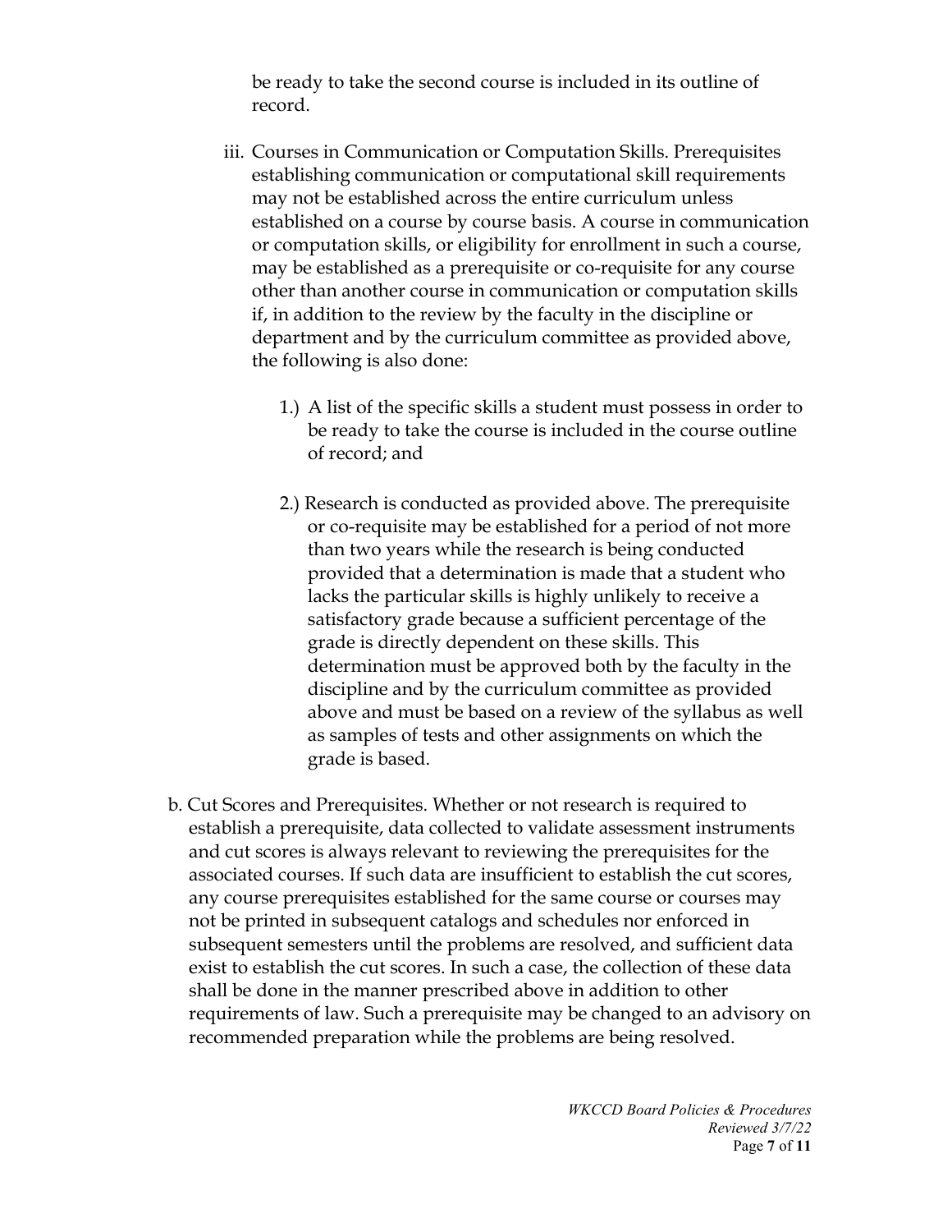be ready to take the second course is included in its outline of record.

iii. Courses in Communication or Computation Skills. Prerequisites establishing communication or computational skill requirements may not be established across the entire curriculum unless established on a course by course basis. A course in communication or computation skills, or eligibility for enrollment in such a course, may be established as a prerequisite or co-requisite for any course other than another course in communication or computation skills if, in addition to the review by the faculty in the discipline or department and by the curriculum committee as provided above, the following is also done:

1.) A list of the specific skills a student must possess in order to be ready to take the course is included in the course outline of record; and

2.) Research is conducted as provided above. The prerequisite or co-requisite may be established for a period of not more than two years while the research is being conducted provided that a determination is made that a student who lacks the particular skills is highly unlikely to receive a satisfactory grade because a sufficient percentage of the grade is directly dependent on these skills. This determination must be approved both by the faculty in the discipline and by the curriculum committee as provided above and must be based on a review of the syllabus as well as samples of tests and other assignments on which the grade is based.

b. Cut Scores and Prerequisites. Whether or not research is required to establish a prerequisite, data collected to validate assessment instruments and cut scores is always relevant to reviewing the prerequisites for the associated courses. If such data are insufficient to establish the cut scores, any course prerequisites established for the same course or courses may not be printed in subsequent catalogs and schedules nor enforced in subsequent semesters until the problems are resolved, and sufficient data exist to establish the cut scores. In such a case, the collection of these data shall be done in the manner prescribed above in addition to other requirements of law. Such a prerequisite may be changed to an advisory on recommended preparation while the problems are being resolved.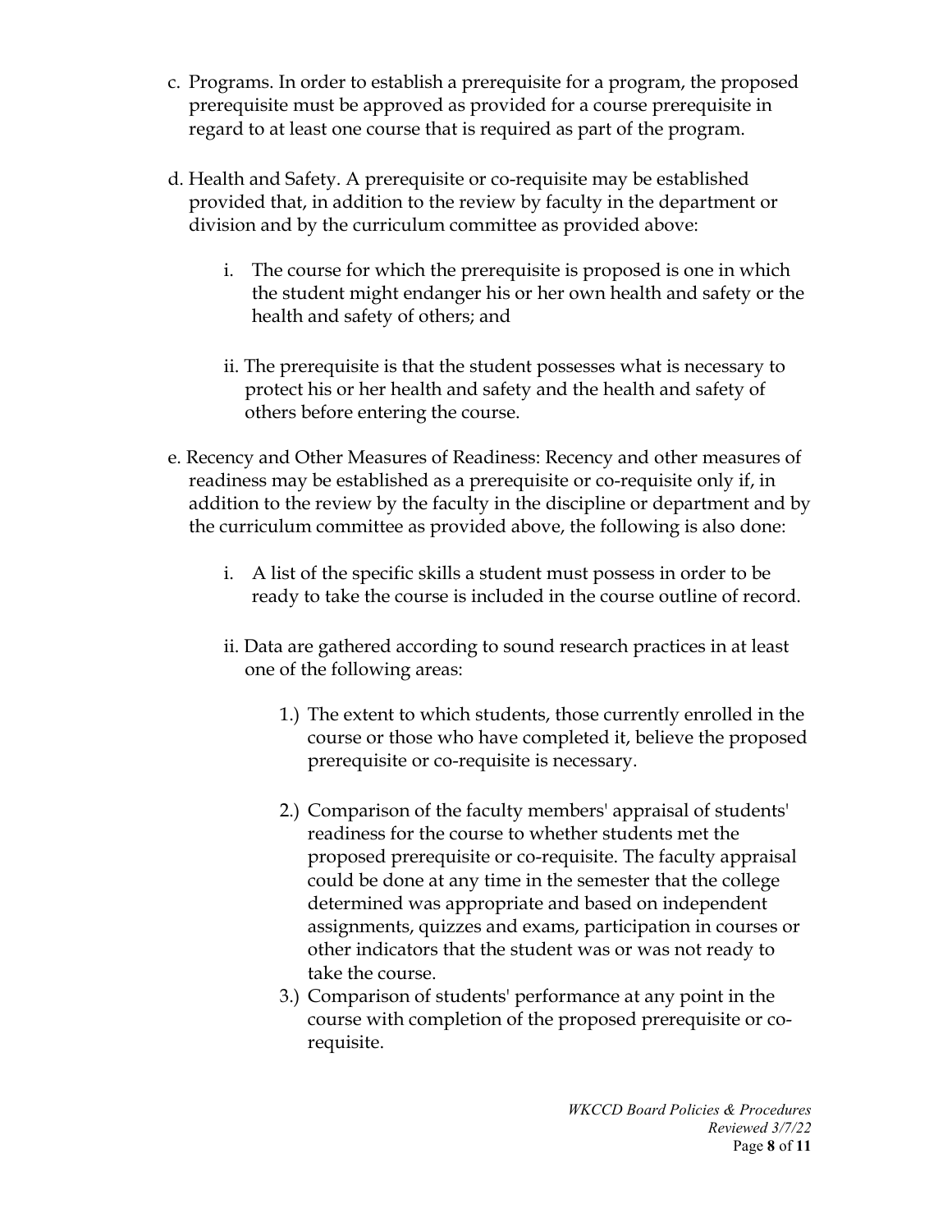c. Programs. In order to establish a prerequisite for a program, the proposed prerequisite must be approved as provided for a course prerequisite in regard to at least one course that is required as part of the program.

d. Health and Safety. A prerequisite or co-requisite may be established provided that, in addition to the review by faculty in the department or division and by the curriculum committee as provided above:

   i. The course for which the prerequisite is proposed is one in which the student might endanger his or her own health and safety or the health and safety of others; and

   ii. The prerequisite is that the student possesses what is necessary to protect his or her health and safety and the health and safety of others before entering the course.

e. Recency and Other Measures of Readiness: Recency and other measures of readiness may be established as a prerequisite or co-requisite only if, in addition to the review by the faculty in the discipline or department and by the curriculum committee as provided above, the following is also done:

   i. A list of the specific skills a student must possess in order to be ready to take the course is included in the course outline of record.

   ii. Data are gathered according to sound research practices in at least one of the following areas:

      1.) The extent to which students, those currently enrolled in the course or those who have completed it, believe the proposed prerequisite or co-requisite is necessary.

      2.) Comparison of the faculty members' appraisal of students' readiness for the course to whether students met the proposed prerequisite or co-requisite. The faculty appraisal could be done at any time in the semester that the college determined was appropriate and based on independent assignments, quizzes and exams, participation in courses or other indicators that the student was or was not ready to take the course.

      3.) Comparison of students' performance at any point in the course with completion of the proposed prerequisite or co-requisite.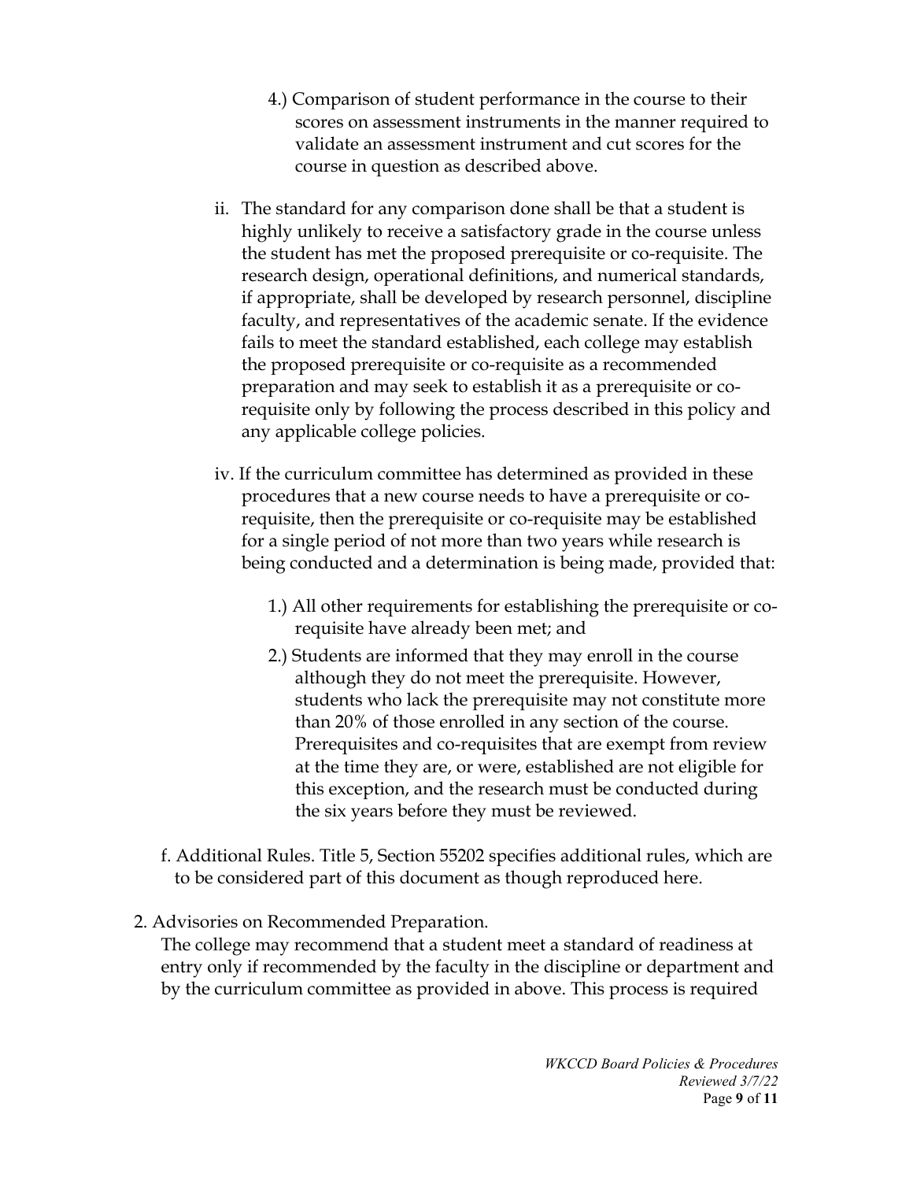4.) Comparison of student performance in the course to their scores on assessment instruments in the manner required to validate an assessment instrument and cut scores for the course in question as described above.

ii. The standard for any comparison done shall be that a student is highly unlikely to receive a satisfactory grade in the course unless the student has met the proposed prerequisite or co-requisite. The research design, operational definitions, and numerical standards, if appropriate, shall be developed by research personnel, discipline faculty, and representatives of the academic senate. If the evidence fails to meet the standard established, each college may establish the proposed prerequisite or co-requisite as a recommended preparation and may seek to establish it as a prerequisite or co-requisite only by following the process described in this policy and any applicable college policies.

iv. If the curriculum committee has determined as provided in these procedures that a new course needs to have a prerequisite or co-requisite, then the prerequisite or co-requisite may be established for a single period of not more than two years while research is being conducted and a determination is being made, provided that:

1.) All other requirements for establishing the prerequisite or co-requisite have already been met; and

2.) Students are informed that they may enroll in the course although they do not meet the prerequisite. However, students who lack the prerequisite may not constitute more than 20% of those enrolled in any section of the course. Prerequisites and co-requisites that are exempt from review at the time they are, or were, established are not eligible for this exception, and the research must be conducted during the six years before they must be reviewed.

f. Additional Rules. Title 5, Section 55202 specifies additional rules, which are to be considered part of this document as though reproduced here.

2. Advisories on Recommended Preparation.

The college may recommend that a student meet a standard of readiness at entry only if recommended by the faculty in the discipline or department and by the curriculum committee as provided in above. This process is required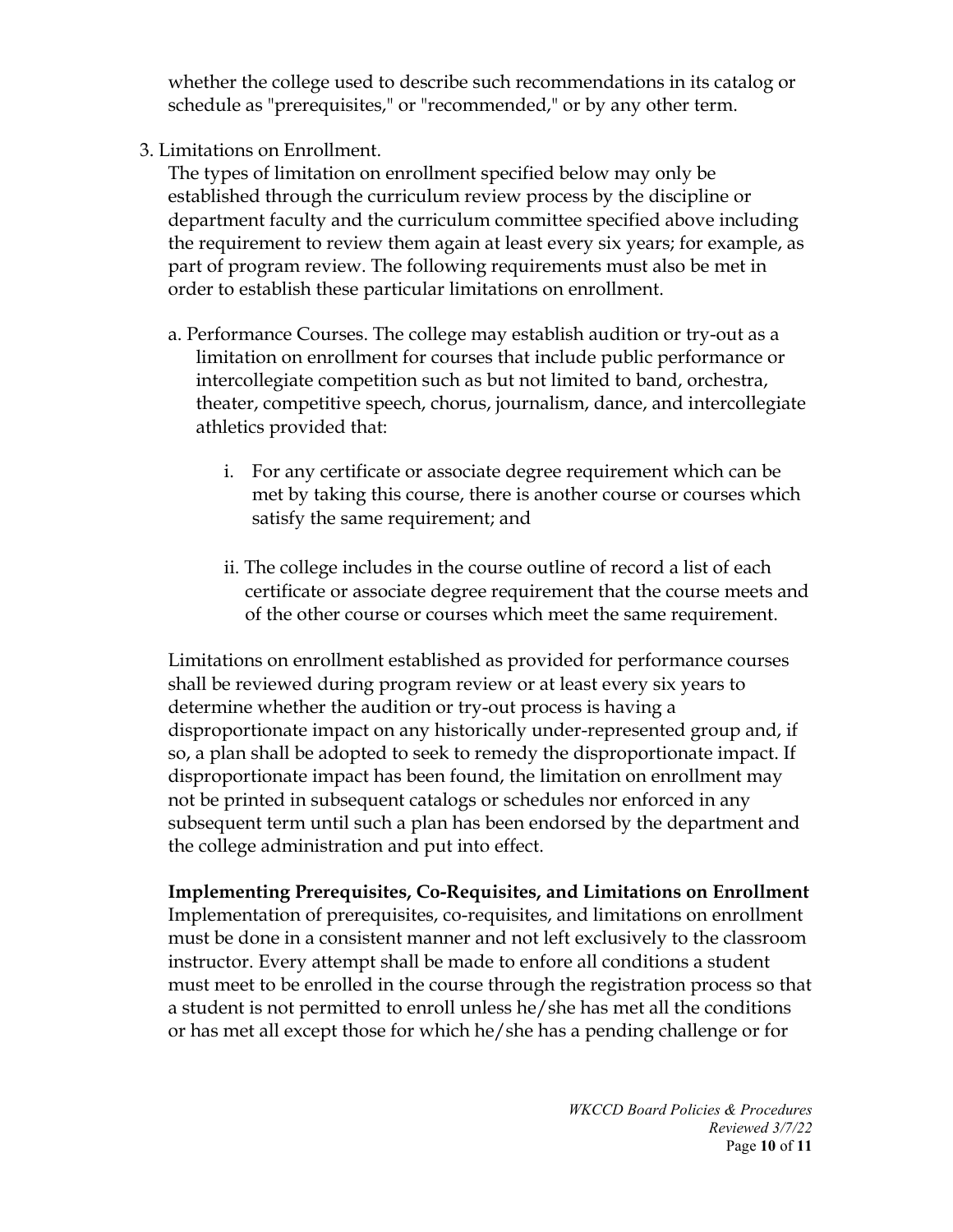whether the college used to describe such recommendations in its catalog or schedule as "prerequisites," or "recommended," or by any other term.

3. Limitations on Enrollment.

   The types of limitation on enrollment specified below may only be established through the curriculum review process by the discipline or department faculty and the curriculum committee specified above including the requirement to review them again at least every six years; for example, as part of program review. The following requirements must also be met in order to establish these particular limitations on enrollment.

   a. Performance Courses. The college may establish audition or try-out as a limitation on enrollment for courses that include public performance or intercollegiate competition such as but not limited to band, orchestra, theater, competitive speech, chorus, journalism, dance, and intercollegiate athletics provided that:

      i. For any certificate or associate degree requirement which can be met by taking this course, there is another course or courses which satisfy the same requirement; and

      ii. The college includes in the course outline of record a list of each certificate or associate degree requirement that the course meets and of the other course or courses which meet the same requirement.

   Limitations on enrollment established as provided for performance courses shall be reviewed during program review or at least every six years to determine whether the audition or try-out process is having a disproportionate impact on any historically under-represented group and, if so, a plan shall be adopted to seek to remedy the disproportionate impact. If disproportionate impact has been found, the limitation on enrollment may not be printed in subsequent catalogs or schedules nor enforced in any subsequent term until such a plan has been endorsed by the department and the college administration and put into effect.

   **Implementing Prerequisites, Co-Requisites, and Limitations on Enrollment**
   Implementation of prerequisites, co-requisites, and limitations on enrollment must be done in a consistent manner and not left exclusively to the classroom instructor. Every attempt shall be made to enfore all conditions a student must meet to be enrolled in the course through the registration process so that a student is not permitted to enroll unless he/she has met all the conditions or has met all except those for which he/she has a pending challenge or for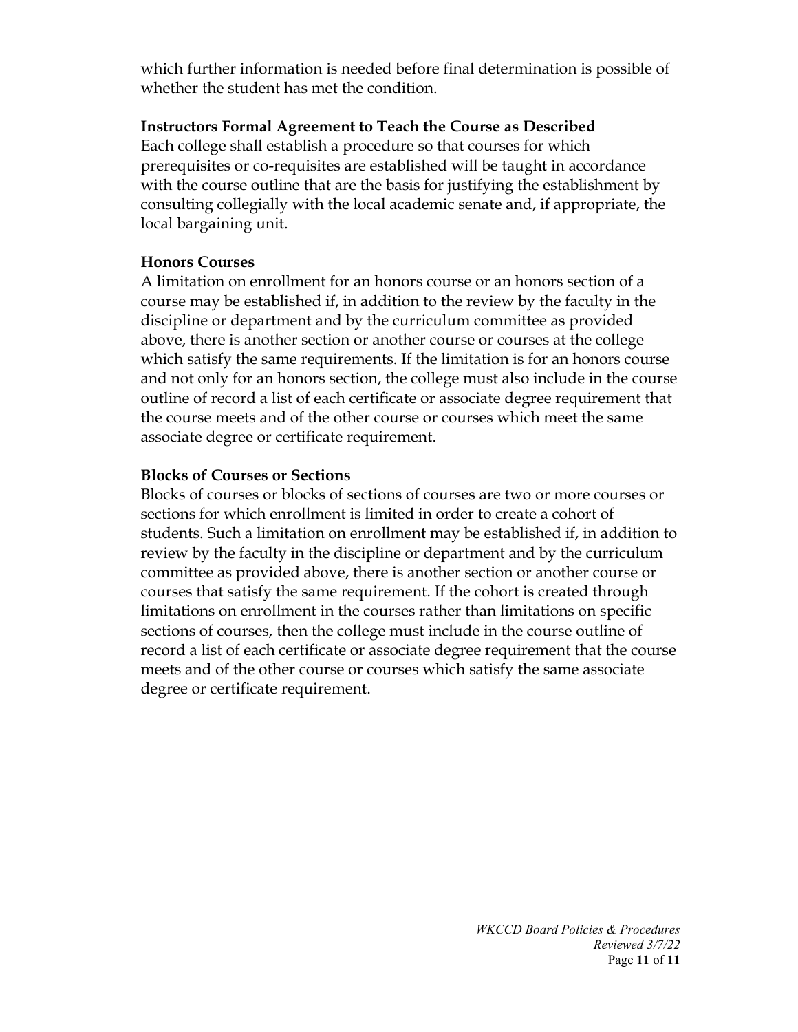which further information is needed before final determination is possible of whether the student has met the condition.

**Instructors Formal Agreement to Teach the Course as Described**

Each college shall establish a procedure so that courses for which prerequisites or co-requisites are established will be taught in accordance with the course outline that are the basis for justifying the establishment by consulting collegially with the local academic senate and, if appropriate, the local bargaining unit.

**Honors Courses**

A limitation on enrollment for an honors course or an honors section of a course may be established if, in addition to the review by the faculty in the discipline or department and by the curriculum committee as provided above, there is another section or another course or courses at the college which satisfy the same requirements. If the limitation is for an honors course and not only for an honors section, the college must also include in the course outline of record a list of each certificate or associate degree requirement that the course meets and of the other course or courses which meet the same associate degree or certificate requirement.

**Blocks of Courses or Sections**

Blocks of courses or blocks of sections of courses are two or more courses or sections for which enrollment is limited in order to create a cohort of students. Such a limitation on enrollment may be established if, in addition to review by the faculty in the discipline or department and by the curriculum committee as provided above, there is another section or another course or courses that satisfy the same requirement. If the cohort is created through limitations on enrollment in the courses rather than limitations on specific sections of courses, then the college must include in the course outline of record a list of each certificate or associate degree requirement that the course meets and of the other course or courses which satisfy the same associate degree or certificate requirement.